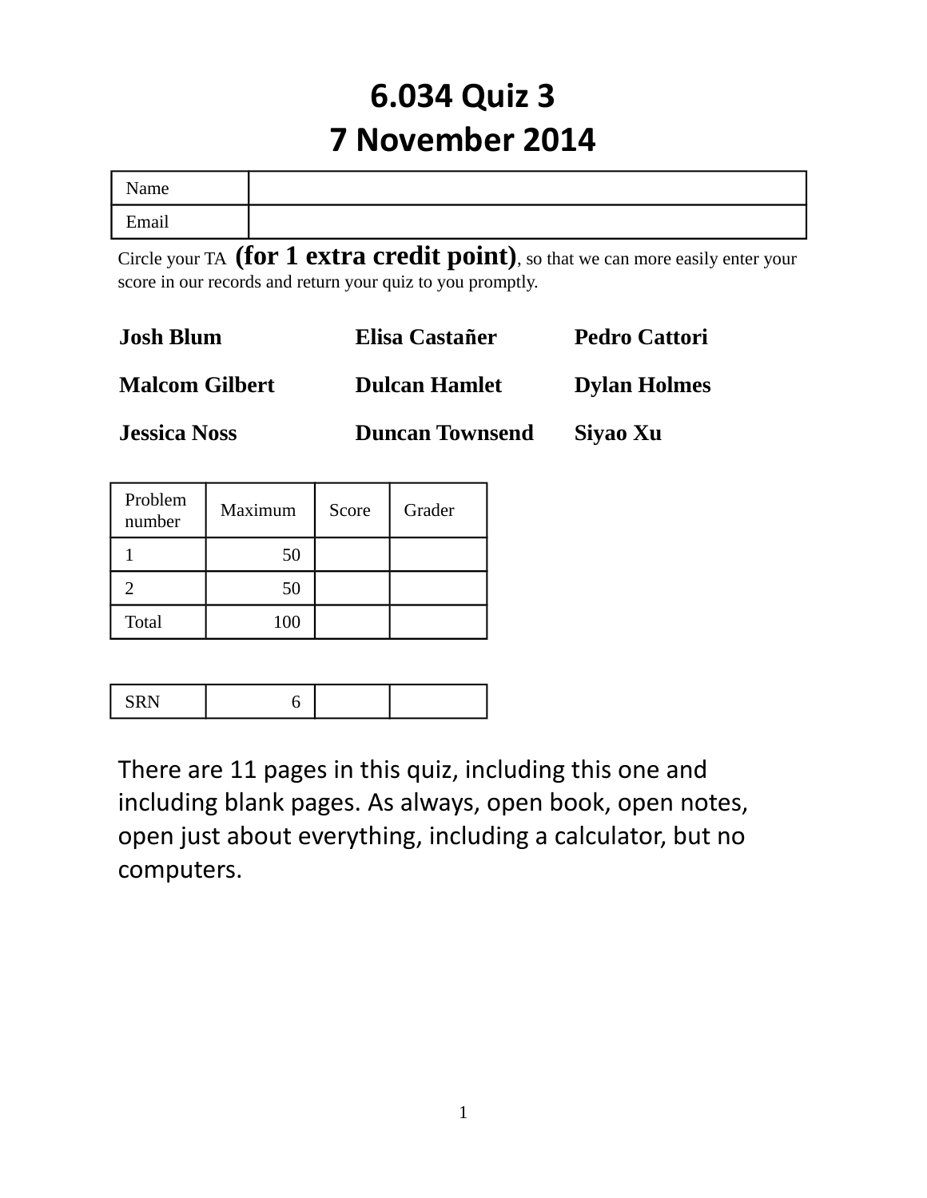# 6.034 Quiz 3
# 7 November 2014

| Name | |
|---|---|
| Email | |

Circle your TA **(for 1 extra credit point)**, so that we can more easily enter your score in our records and return your quiz to you promptly.

| | | |
|---|---|---|
| **Josh Blum** | **Elisa Castañer** | **Pedro Cattori** |
| **Malcom Gilbert** | **Dulcan Hamlet** | **Dylan Holmes** |
| **Jessica Noss** | **Duncan Townsend** | **Siyao Xu** |

| Problem number | Maximum | Score | Grader |
|---|---|---|---|
| 1 | 50 | | |
| 2 | 50 | | |
| Total | 100 | | |

| | | | |
|---|---|---|---|
| SRN | 6 | | |

There are 11 pages in this quiz, including this one and including blank pages. As always, open book, open notes, open just about everything, including a calculator, but no computers.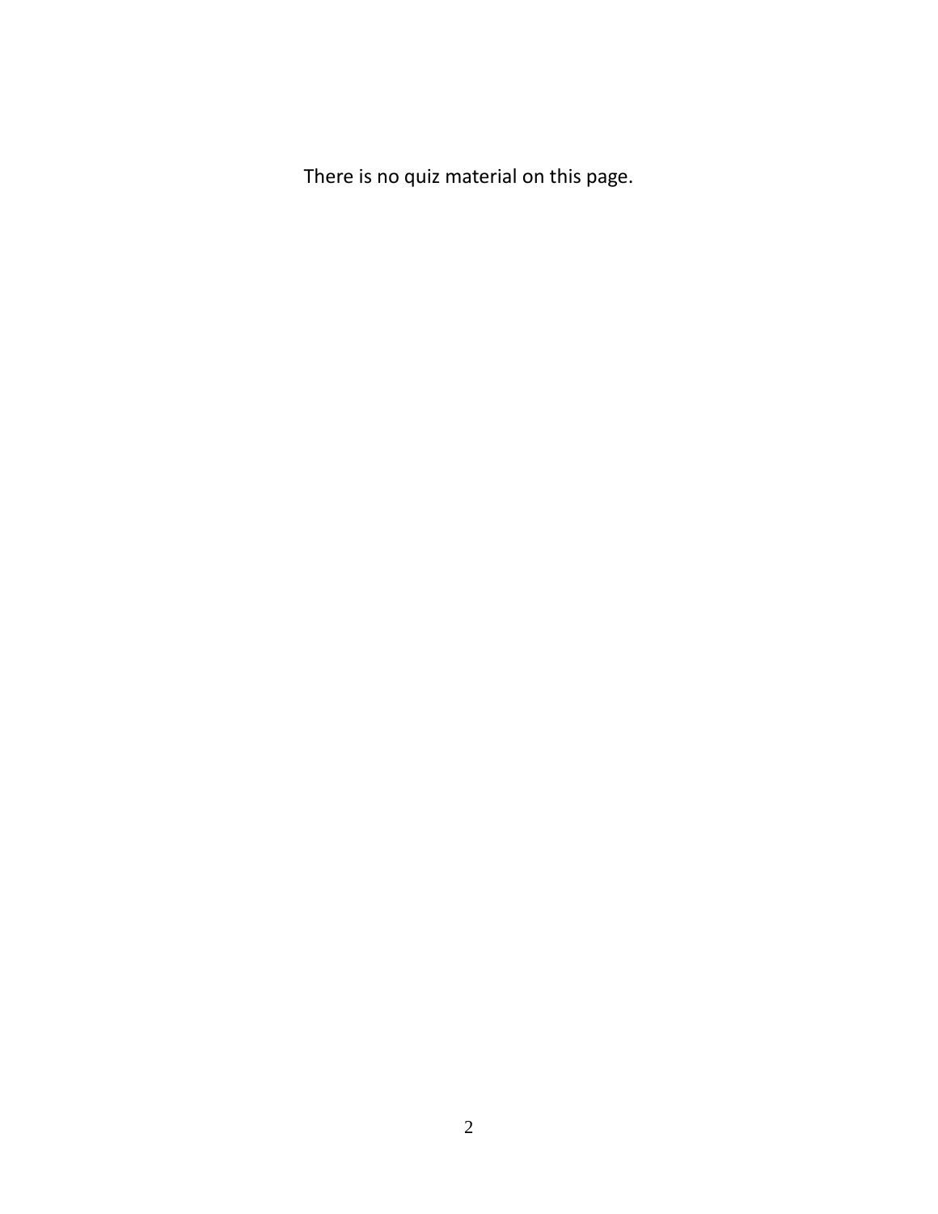There is no quiz material on this page.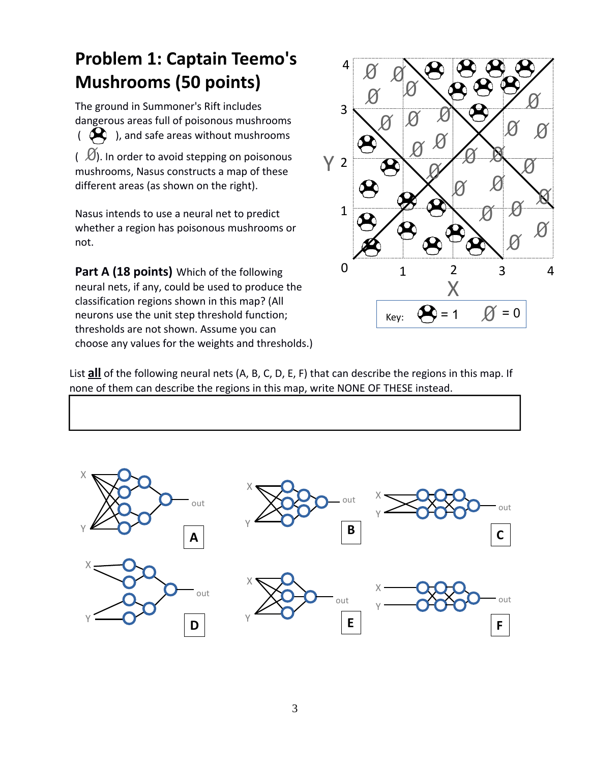# Problem 1: Captain Teemo's Mushrooms (50 points)

The ground in Summoner's Rift includes dangerous areas full of poisonous mushrooms ( ), and safe areas without mushrooms ( Ø). In order to avoid stepping on poisonous mushrooms, Nasus constructs a map of these different areas (as shown on the right).

Nasus intends to use a neural net to predict whether a region has poisonous mushrooms or not.

**Part A (18 points)** Which of the following neural nets, if any, could be used to produce the classification regions shown in this map? (All neurons use the unit step threshold function; thresholds are not shown. Assume you can choose any values for the weights and thresholds.)

Key: (mushroom) = 1  Ø = 0

List **all** of the following neural nets (A, B, C, D, E, F) that can describe the regions in this map. If none of them can describe the regions in this map, write NONE OF THESE instead.

A  B  C  D  E  F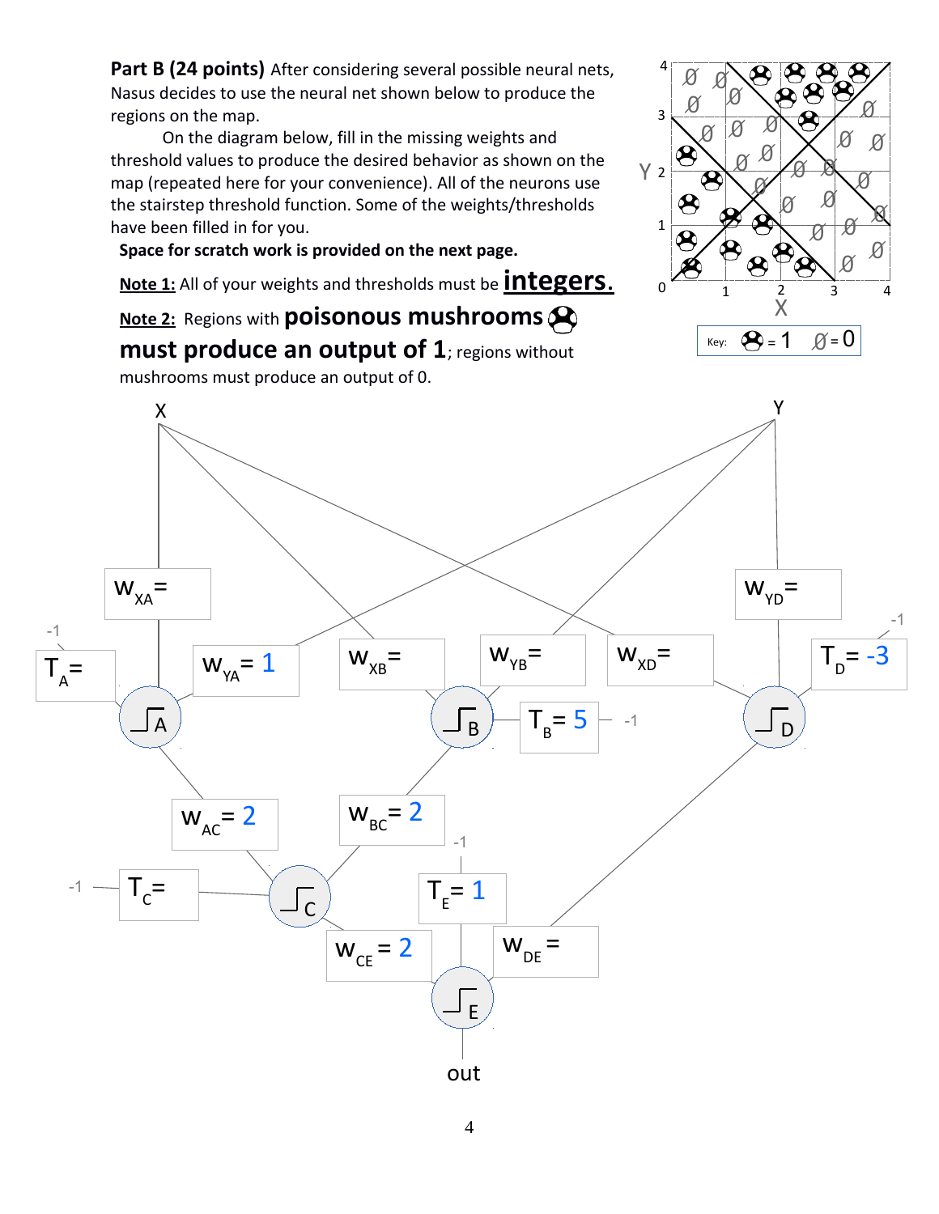**Part B (24 points)** After considering several possible neural nets, Nasus decides to use the neural net shown below to produce the regions on the map.

On the diagram below, fill in the missing weights and threshold values to produce the desired behavior as shown on the map (repeated here for your convenience). All of the neurons use the stairstep threshold function. Some of the weights/thresholds have been filled in for you.

**Space for scratch work is provided on the next page.**

**Note 1:** All of your weights and thresholds must be **integers.**

**Note 2:** Regions with **poisonous mushrooms** **must produce an output of 1**; regions without mushrooms must produce an output of 0.

Key: (mushroom) = 1, Ø = 0

$W_{XA}=$

$W_{YA}=1$

$T_A=$

$W_{XB}=$

$W_{YB}=$

$T_B=5$

$W_{XD}=$

$W_{YD}=$

$T_D=-3$

$W_{AC}=2$

$W_{BC}=2$

$T_C=$

$W_{CE}=2$

$W_{DE}=$

$T_E=1$

out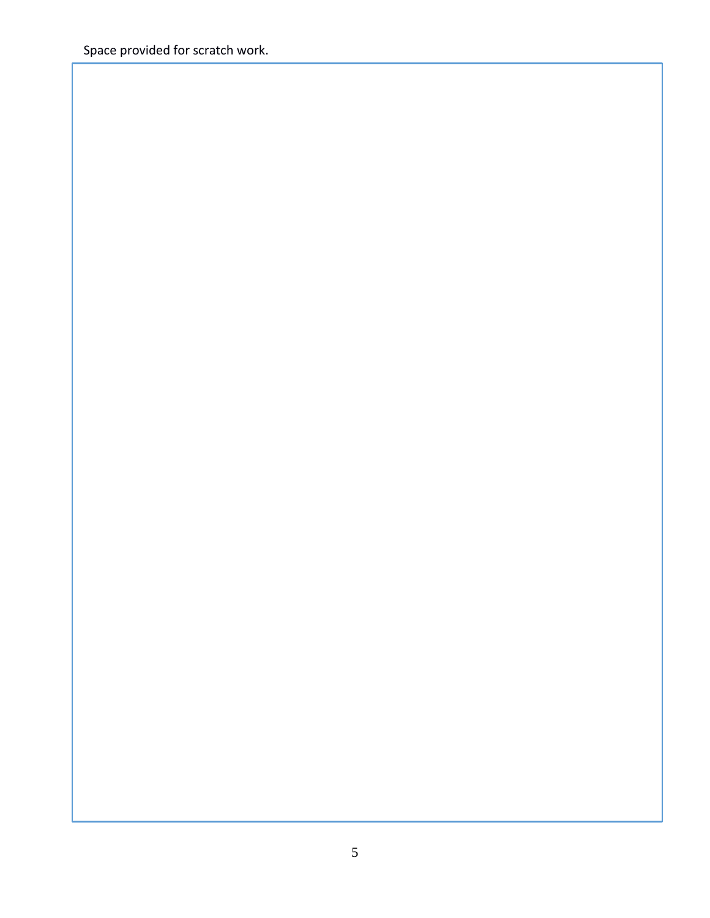Space provided for scratch work.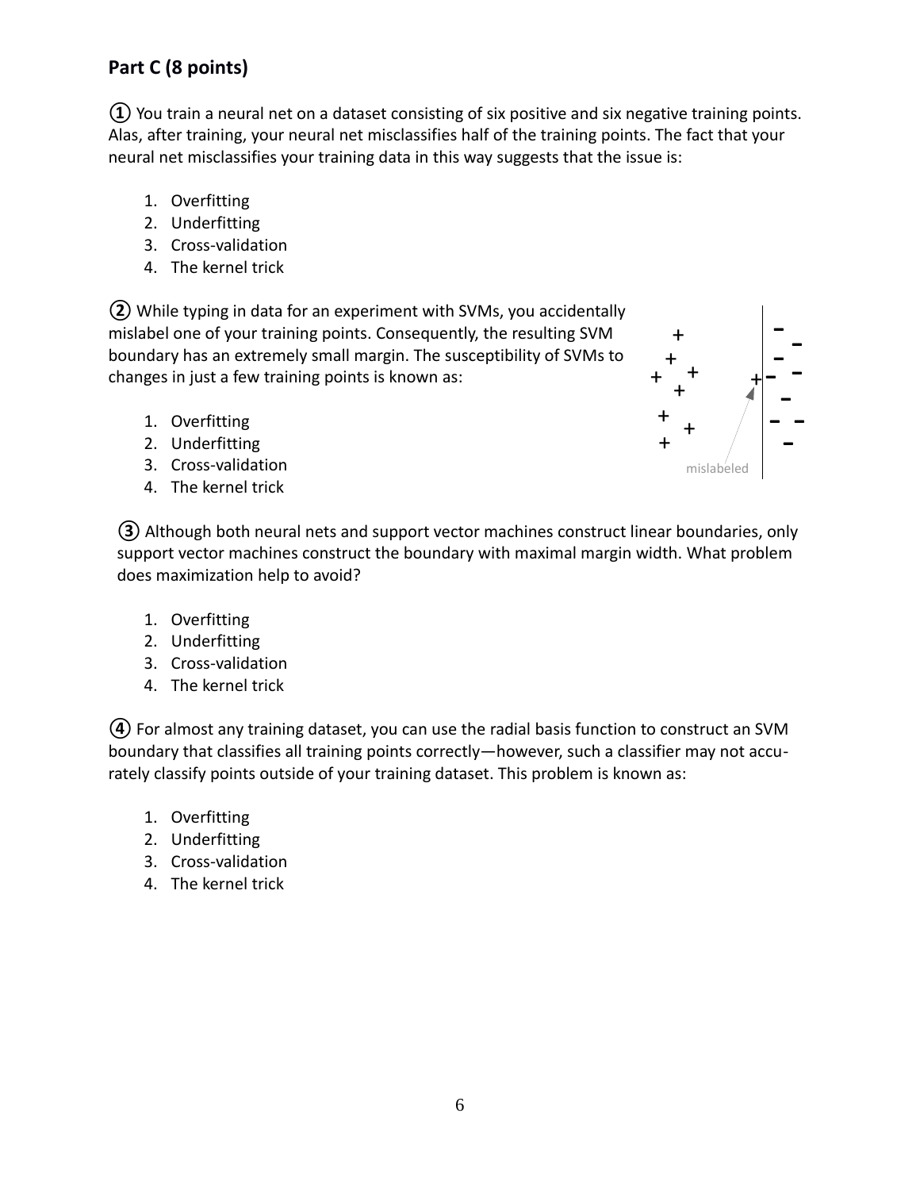## Part C (8 points)

① You train a neural net on a dataset consisting of six positive and six negative training points. Alas, after training, your neural net misclassifies half of the training points. The fact that your neural net misclassifies your training data in this way suggests that the issue is:

1. Overfitting
2. Underfitting
3. Cross-validation
4. The kernel trick

② While typing in data for an experiment with SVMs, you accidentally mislabel one of your training points. Consequently, the resulting SVM boundary has an extremely small margin. The susceptibility of SVMs to changes in just a few training points is known as:

1. Overfitting
2. Underfitting
3. Cross-validation
4. The kernel trick

mislabeled

③ Although both neural nets and support vector machines construct linear boundaries, only support vector machines construct the boundary with maximal margin width. What problem does maximization help to avoid?

1. Overfitting
2. Underfitting
3. Cross-validation
4. The kernel trick

④ For almost any training dataset, you can use the radial basis function to construct an SVM boundary that classifies all training points correctly—however, such a classifier may not accurately classify points outside of your training dataset. This problem is known as:

1. Overfitting
2. Underfitting
3. Cross-validation
4. The kernel trick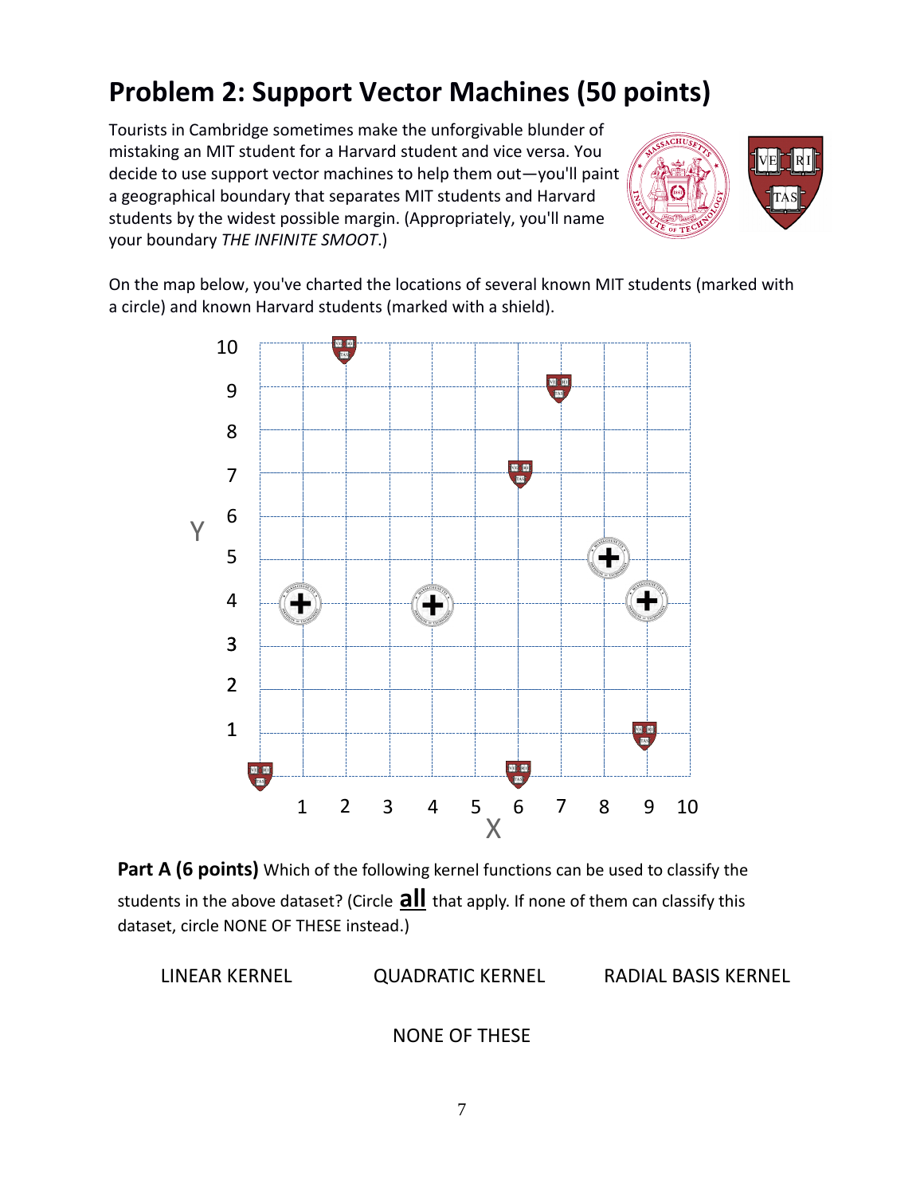# Problem 2: Support Vector Machines (50 points)

Tourists in Cambridge sometimes make the unforgivable blunder of mistaking an MIT student for a Harvard student and vice versa. You decide to use support vector machines to help them out—you'll paint a geographical boundary that separates MIT students and Harvard students by the widest possible margin. (Appropriately, you'll name your boundary *THE INFINITE SMOOT*.)

On the map below, you've charted the locations of several known MIT students (marked with a circle) and known Harvard students (marked with a shield).

**Part A (6 points)** Which of the following kernel functions can be used to classify the students in the above dataset? (Circle **all** that apply. If none of them can classify this dataset, circle NONE OF THESE instead.)

LINEAR KERNEL QUADRATIC KERNEL RADIAL BASIS KERNEL

NONE OF THESE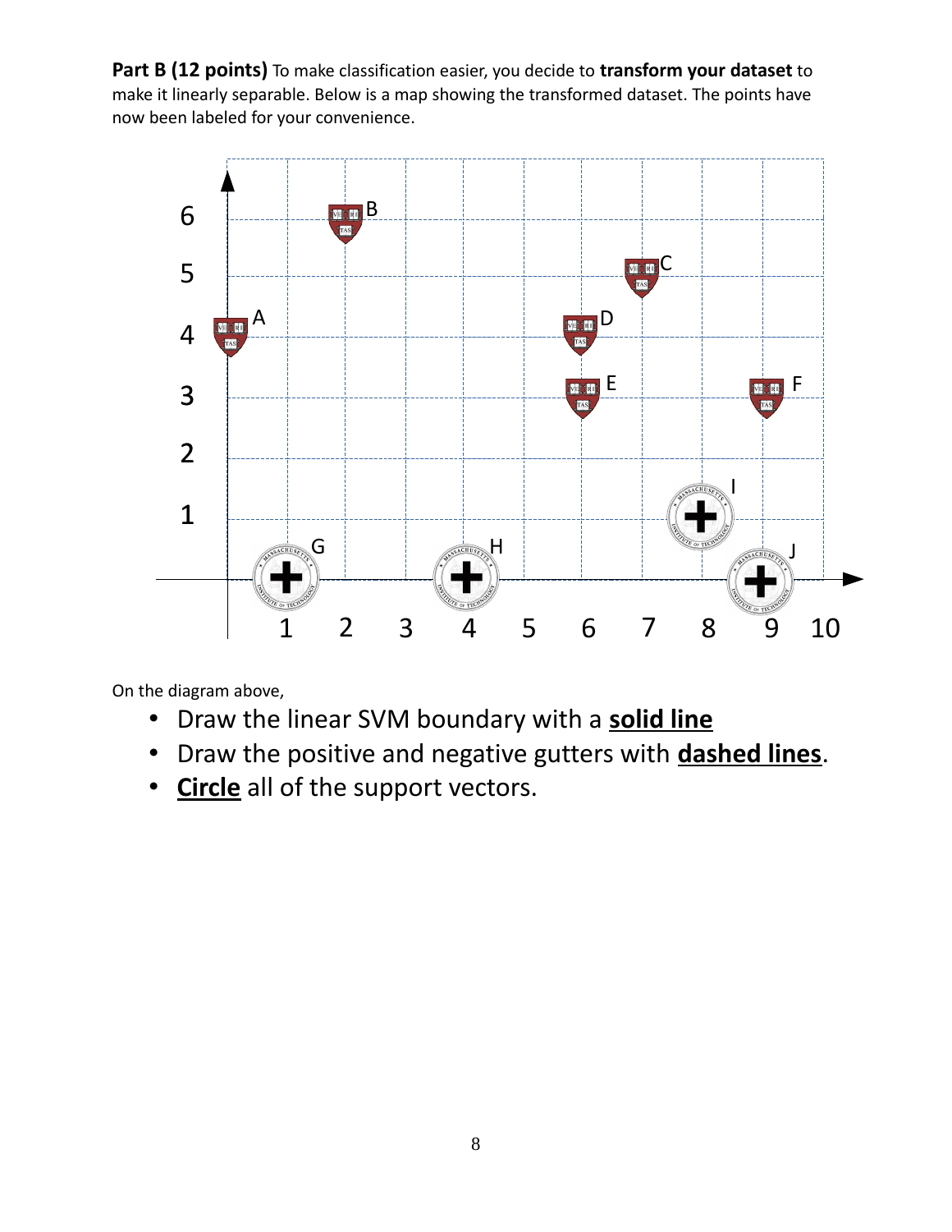**Part B (12 points)** To make classification easier, you decide to **transform your dataset** to make it linearly separable. Below is a map showing the transformed dataset. The points have now been labeled for your convenience.

On the diagram above,

- Draw the linear SVM boundary with a **solid line**
- Draw the positive and negative gutters with **dashed lines**.
- **Circle** all of the support vectors.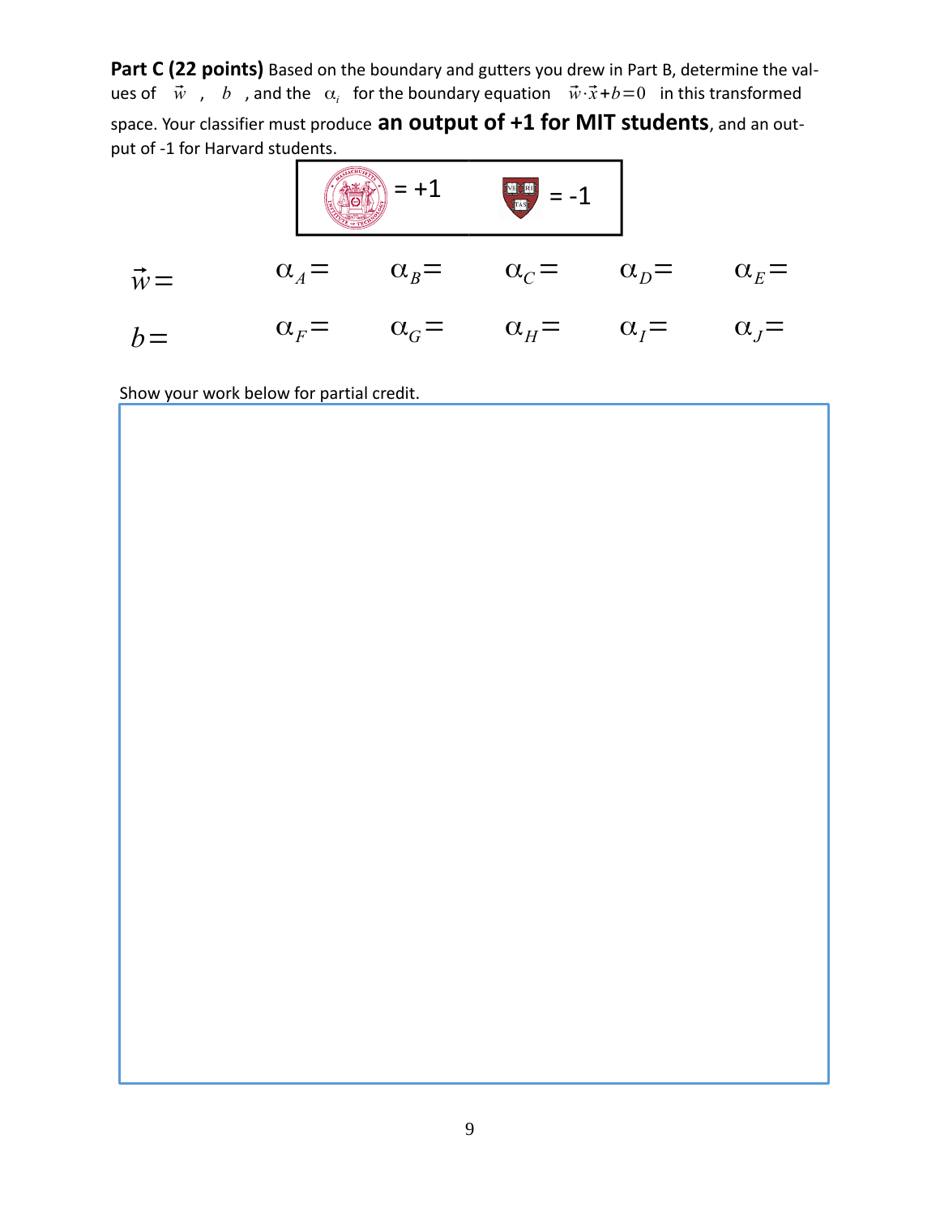**Part C (22 points)** Based on the boundary and gutters you drew in Part B, determine the values of $\vec{w}$ , $b$ , and the $\alpha_i$ for the boundary equation $\vec{w} \cdot \vec{x} + b = 0$ in this transformed space. Your classifier must produce **an output of +1 for MIT students**, and an output of -1 for Harvard students.

| = +1 | = -1 |
|---|---|

| | | | | | |
|---|---|---|---|---|---|
| $\vec{w} =$ | $\alpha_A =$ | $\alpha_B =$ | $\alpha_C =$ | $\alpha_D =$ | $\alpha_E =$ |
| $b =$ | $\alpha_F =$ | $\alpha_G =$ | $\alpha_H =$ | $\alpha_I =$ | $\alpha_J =$ |

Show your work below for partial credit.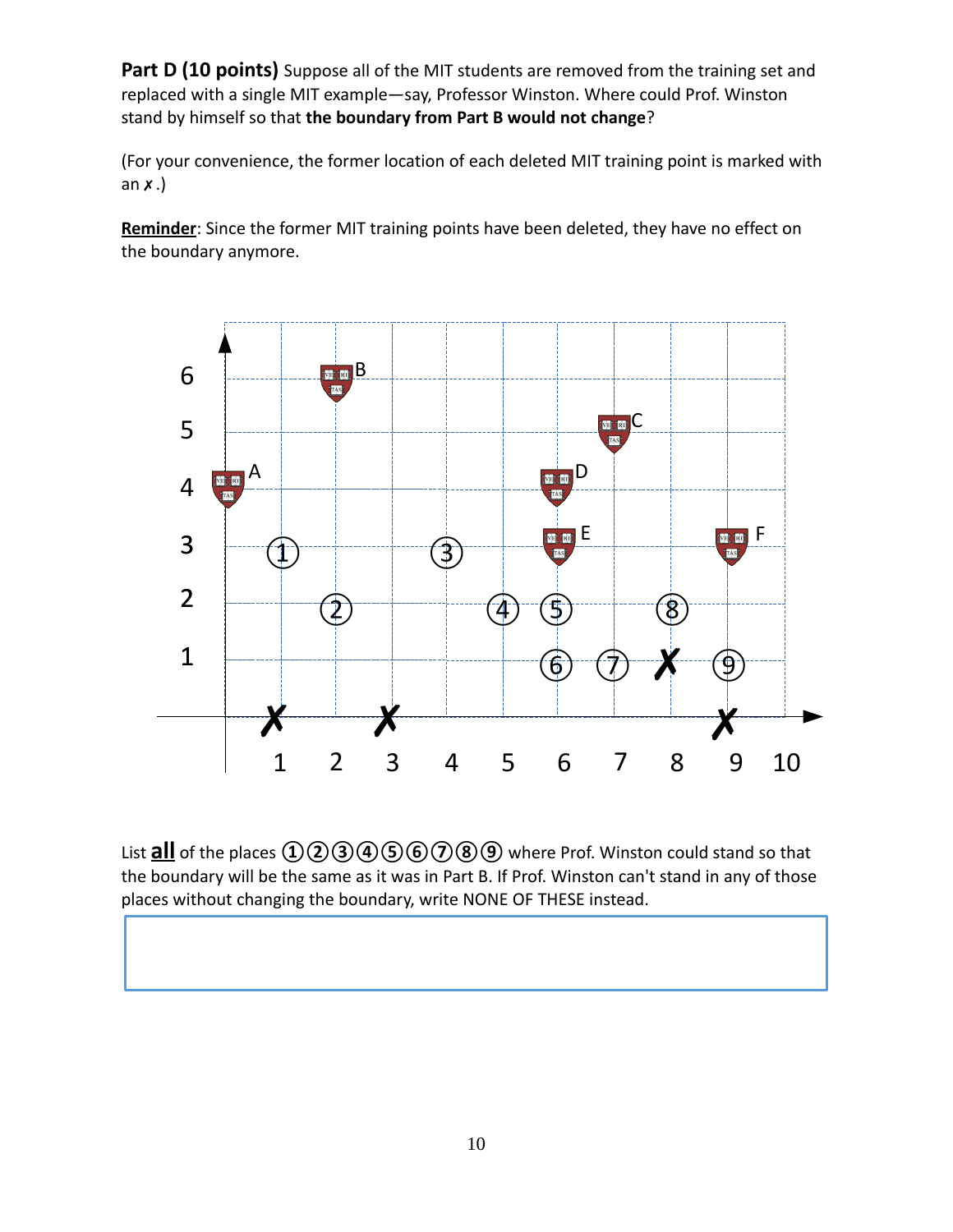**Part D (10 points)** Suppose all of the MIT students are removed from the training set and replaced with a single MIT example—say, Professor Winston. Where could Prof. Winston stand by himself so that **the boundary from Part B would not change**?

(For your convenience, the former location of each deleted MIT training point is marked with an ✗.)

**Reminder**: Since the former MIT training points have been deleted, they have no effect on the boundary anymore.

List **all** of the places ①②③④⑤⑥⑦⑧⑨ where Prof. Winston could stand so that the boundary will be the same as it was in Part B. If Prof. Winston can't stand in any of those places without changing the boundary, write NONE OF THESE instead.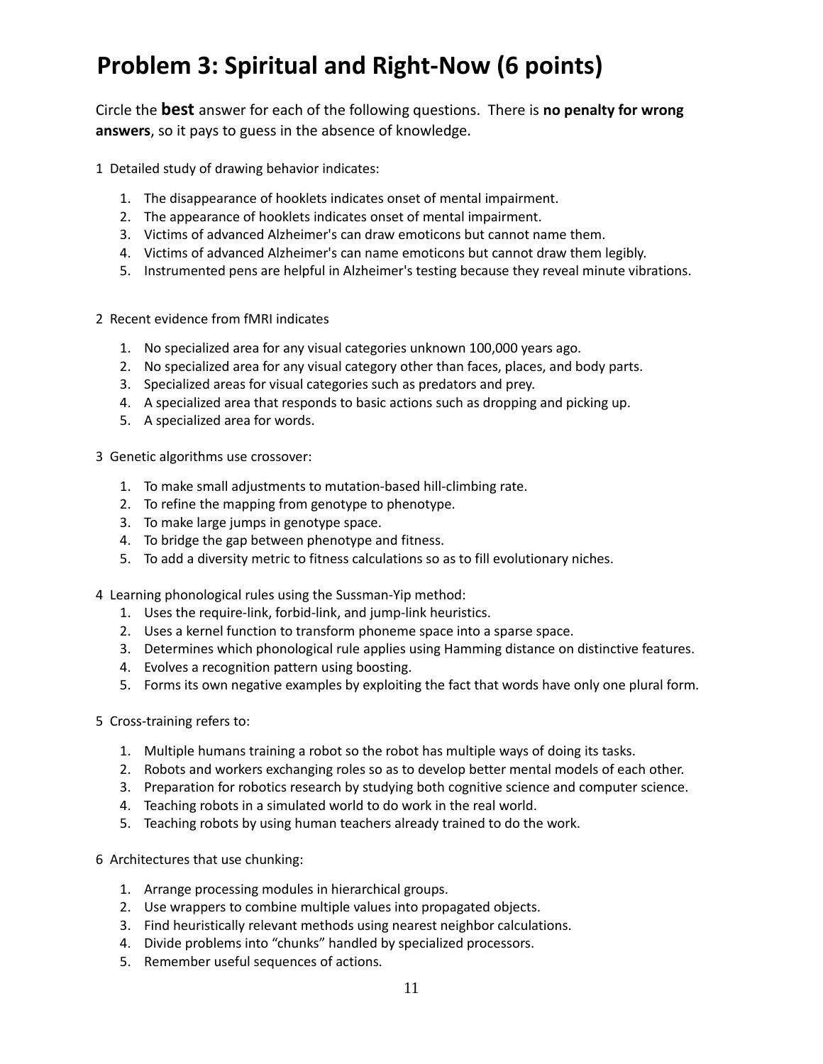# Problem 3: Spiritual and Right-Now (6 points)

Circle the **best** answer for each of the following questions. There is **no penalty for wrong answers**, so it pays to guess in the absence of knowledge.

1 Detailed study of drawing behavior indicates:

1. The disappearance of hooklets indicates onset of mental impairment.
2. The appearance of hooklets indicates onset of mental impairment.
3. Victims of advanced Alzheimer's can draw emoticons but cannot name them.
4. Victims of advanced Alzheimer's can name emoticons but cannot draw them legibly.
5. Instrumented pens are helpful in Alzheimer's testing because they reveal minute vibrations.

2 Recent evidence from fMRI indicates

1. No specialized area for any visual categories unknown 100,000 years ago.
2. No specialized area for any visual category other than faces, places, and body parts.
3. Specialized areas for visual categories such as predators and prey.
4. A specialized area that responds to basic actions such as dropping and picking up.
5. A specialized area for words.

3 Genetic algorithms use crossover:

1. To make small adjustments to mutation-based hill-climbing rate.
2. To refine the mapping from genotype to phenotype.
3. To make large jumps in genotype space.
4. To bridge the gap between phenotype and fitness.
5. To add a diversity metric to fitness calculations so as to fill evolutionary niches.

4 Learning phonological rules using the Sussman-Yip method:

1. Uses the require-link, forbid-link, and jump-link heuristics.
2. Uses a kernel function to transform phoneme space into a sparse space.
3. Determines which phonological rule applies using Hamming distance on distinctive features.
4. Evolves a recognition pattern using boosting.
5. Forms its own negative examples by exploiting the fact that words have only one plural form.

5 Cross-training refers to:

1. Multiple humans training a robot so the robot has multiple ways of doing its tasks.
2. Robots and workers exchanging roles so as to develop better mental models of each other.
3. Preparation for robotics research by studying both cognitive science and computer science.
4. Teaching robots in a simulated world to do work in the real world.
5. Teaching robots by using human teachers already trained to do the work.

6 Architectures that use chunking:

1. Arrange processing modules in hierarchical groups.
2. Use wrappers to combine multiple values into propagated objects.
3. Find heuristically relevant methods using nearest neighbor calculations.
4. Divide problems into "chunks" handled by specialized processors.
5. Remember useful sequences of actions.